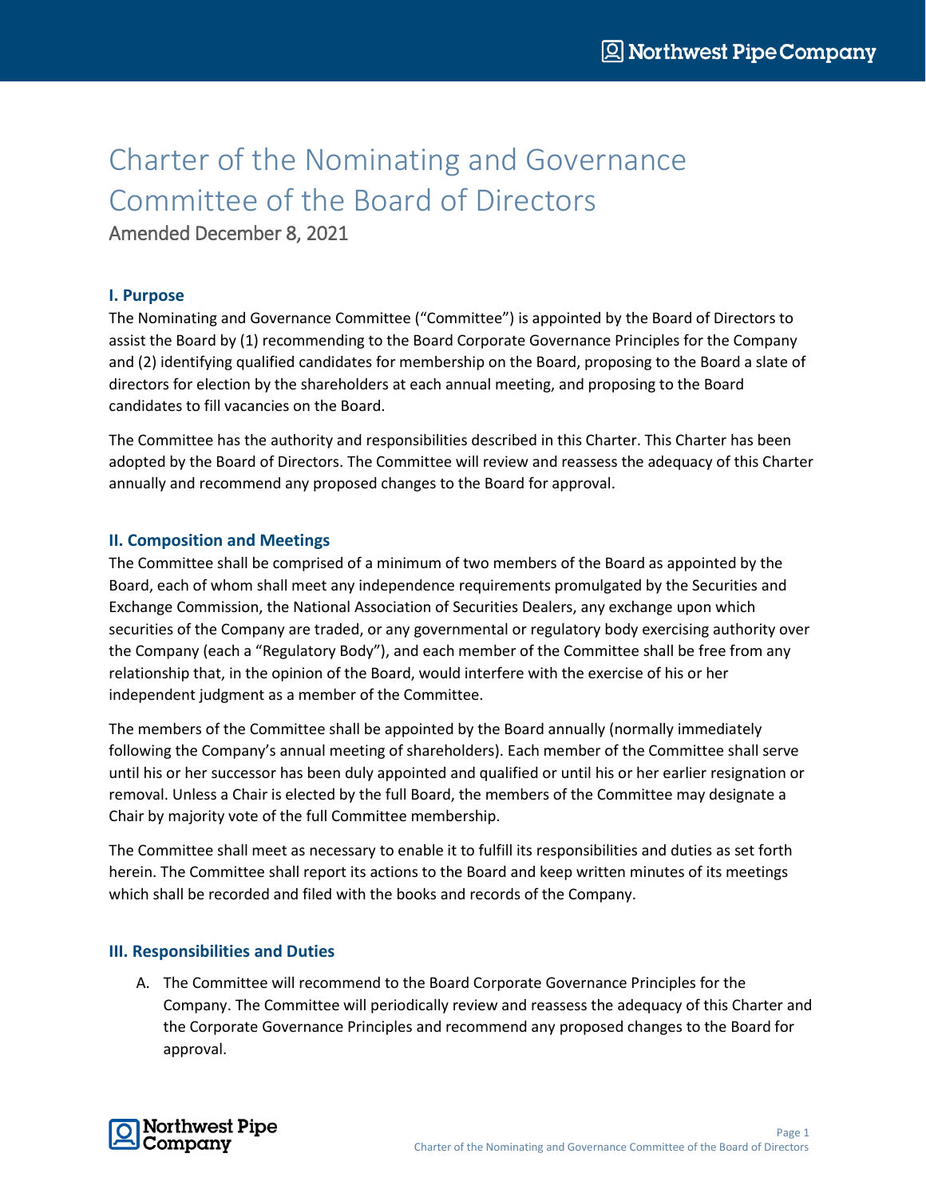# Charter of the Nominating and Governance Committee of the Board of Directors

Amended December 8, 2021

## I. Purpose

The Nominating and Governance Committee ("Committee") is appointed by the Board of Directors to assist the Board by (1) recommending to the Board Corporate Governance Principles for the Company and (2) identifying qualified candidates for membership on the Board, proposing to the Board a slate of directors for election by the shareholders at each annual meeting, and proposing to the Board candidates to fill vacancies on the Board.

The Committee has the authority and responsibilities described in this Charter. This Charter has been adopted by the Board of Directors. The Committee will review and reassess the adequacy of this Charter annually and recommend any proposed changes to the Board for approval.

## II. Composition and Meetings

The Committee shall be comprised of a minimum of two members of the Board as appointed by the Board, each of whom shall meet any independence requirements promulgated by the Securities and Exchange Commission, the National Association of Securities Dealers, any exchange upon which securities of the Company are traded, or any governmental or regulatory body exercising authority over the Company (each a "Regulatory Body"), and each member of the Committee shall be free from any relationship that, in the opinion of the Board, would interfere with the exercise of his or her independent judgment as a member of the Committee.

The members of the Committee shall be appointed by the Board annually (normally immediately following the Company's annual meeting of shareholders). Each member of the Committee shall serve until his or her successor has been duly appointed and qualified or until his or her earlier resignation or removal. Unless a Chair is elected by the full Board, the members of the Committee may designate a Chair by majority vote of the full Committee membership.

The Committee shall meet as necessary to enable it to fulfill its responsibilities and duties as set forth herein. The Committee shall report its actions to the Board and keep written minutes of its meetings which shall be recorded and filed with the books and records of the Company.

## III. Responsibilities and Duties

A. The Committee will recommend to the Board Corporate Governance Principles for the Company. The Committee will periodically review and reassess the adequacy of this Charter and the Corporate Governance Principles and recommend any proposed changes to the Board for approval.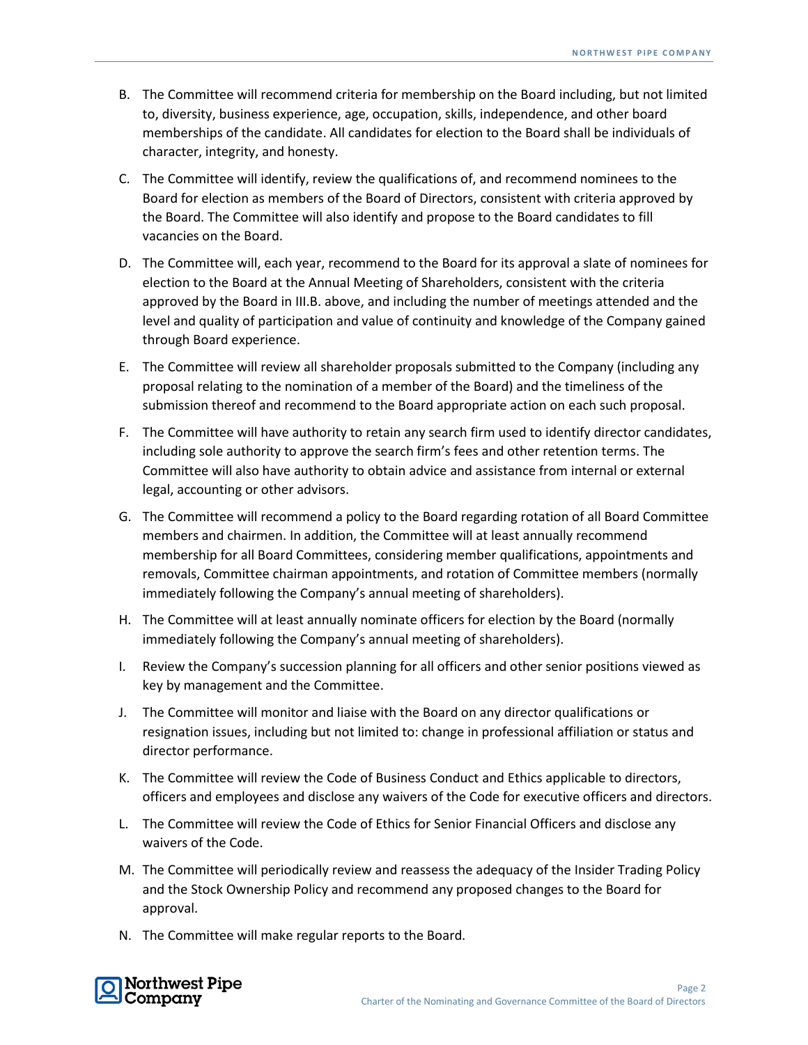B. The Committee will recommend criteria for membership on the Board including, but not limited to, diversity, business experience, age, occupation, skills, independence, and other board memberships of the candidate. All candidates for election to the Board shall be individuals of character, integrity, and honesty.

C. The Committee will identify, review the qualifications of, and recommend nominees to the Board for election as members of the Board of Directors, consistent with criteria approved by the Board. The Committee will also identify and propose to the Board candidates to fill vacancies on the Board.

D. The Committee will, each year, recommend to the Board for its approval a slate of nominees for election to the Board at the Annual Meeting of Shareholders, consistent with the criteria approved by the Board in III.B. above, and including the number of meetings attended and the level and quality of participation and value of continuity and knowledge of the Company gained through Board experience.

E. The Committee will review all shareholder proposals submitted to the Company (including any proposal relating to the nomination of a member of the Board) and the timeliness of the submission thereof and recommend to the Board appropriate action on each such proposal.

F. The Committee will have authority to retain any search firm used to identify director candidates, including sole authority to approve the search firm's fees and other retention terms. The Committee will also have authority to obtain advice and assistance from internal or external legal, accounting or other advisors.

G. The Committee will recommend a policy to the Board regarding rotation of all Board Committee members and chairmen. In addition, the Committee will at least annually recommend membership for all Board Committees, considering member qualifications, appointments and removals, Committee chairman appointments, and rotation of Committee members (normally immediately following the Company's annual meeting of shareholders).

H. The Committee will at least annually nominate officers for election by the Board (normally immediately following the Company's annual meeting of shareholders).

I. Review the Company's succession planning for all officers and other senior positions viewed as key by management and the Committee.

J. The Committee will monitor and liaise with the Board on any director qualifications or resignation issues, including but not limited to: change in professional affiliation or status and director performance.

K. The Committee will review the Code of Business Conduct and Ethics applicable to directors, officers and employees and disclose any waivers of the Code for executive officers and directors.

L. The Committee will review the Code of Ethics for Senior Financial Officers and disclose any waivers of the Code.

M. The Committee will periodically review and reassess the adequacy of the Insider Trading Policy and the Stock Ownership Policy and recommend any proposed changes to the Board for approval.

N. The Committee will make regular reports to the Board.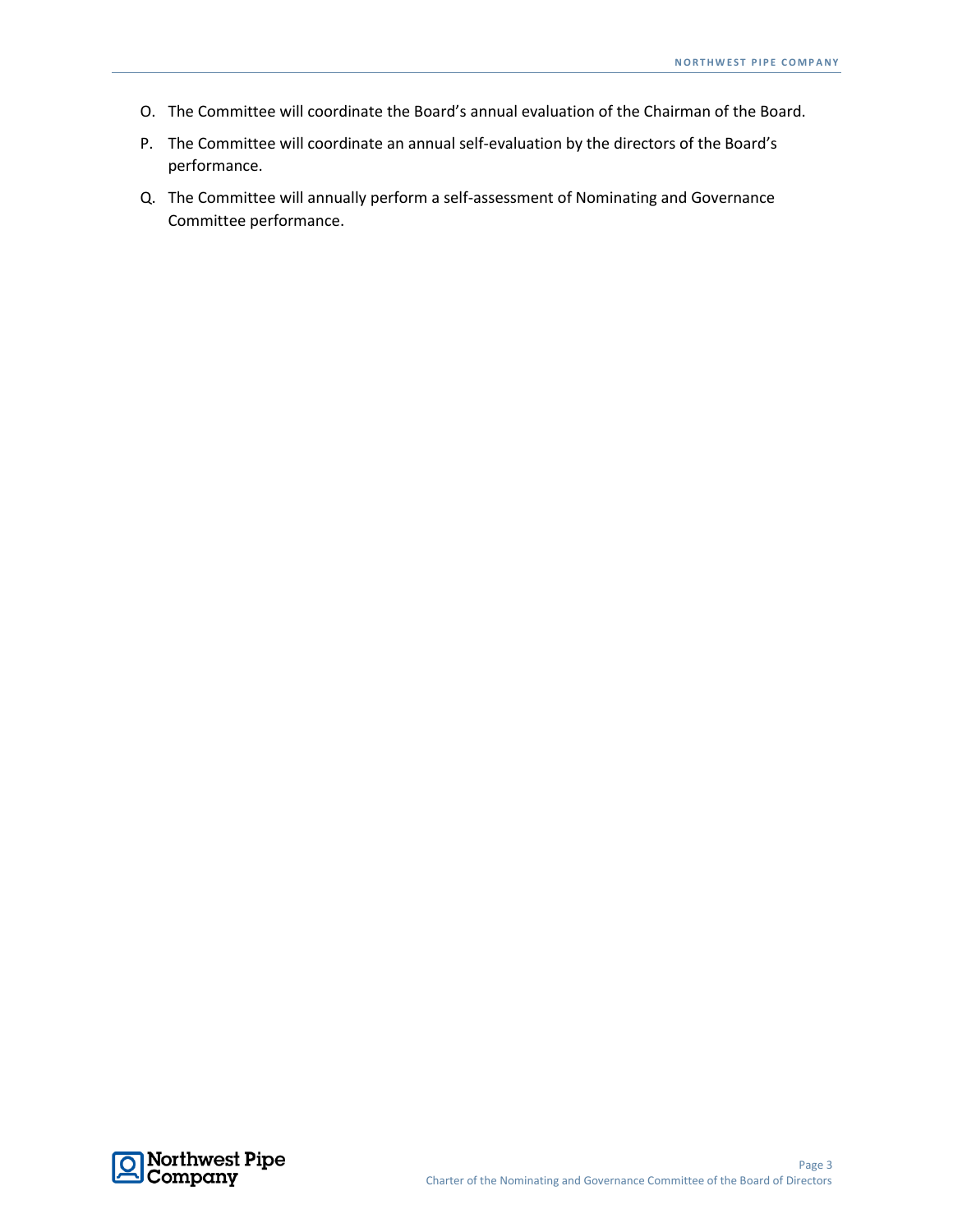O. The Committee will coordinate the Board's annual evaluation of the Chairman of the Board.

P. The Committee will coordinate an annual self-evaluation by the directors of the Board's performance.

Q. The Committee will annually perform a self-assessment of Nominating and Governance Committee performance.